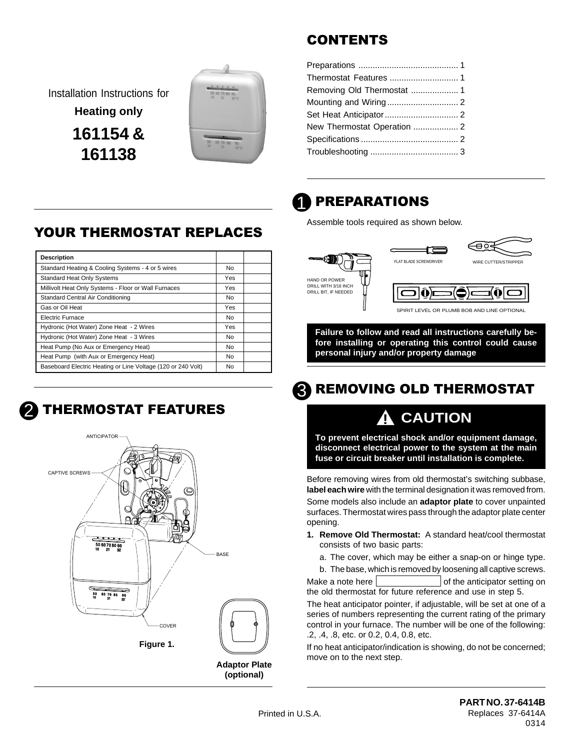Installation Instructions for

**Heating only**

# 161154 & 161138

## CONTENTS

| | |
|---|---|
| Preparations | 1 |
| Thermostat Features | 1 |
| Removing Old Thermostat | 1 |
| Mounting and Wiring | 2 |
| Set Heat Anticipator | 2 |
| New Thermostat Operation | 2 |
| Specifications | 2 |
| Troubleshooting | 3 |

## YOUR THERMOSTAT REPLACES

| Description | | |
|---|---|---|
| Standard Heating & Cooling Systems - 4 or 5 wires | No | |
| Standard Heat Only Systems | Yes | |
| Millivolt Heat Only Systems - Floor or Wall Furnaces | Yes | |
| Standard Central Air Conditioning | No | |
| Gas or Oil Heat | Yes | |
| Electric Furnace | No | |
| Hydronic (Hot Water) Zone Heat - 2 Wires | Yes | |
| Hydronic (Hot Water) Zone Heat - 3 Wires | No | |
| Heat Pump (No Aux or Emergency Heat) | No | |
| Heat Pump (with Aux or Emergency Heat) | No | |
| Baseboard Electric Heating or Line Voltage (120 or 240 Volt) | No | |

## 2 THERMOSTAT FEATURES

ANTICIPATOR

CAPTIVE SCREWS

BASE

COVER

**Figure 1.**

**Adaptor Plate (optional)**

## 1 PREPARATIONS

Assemble tools required as shown below.

HAND OR POWER DRILL WITH 3/16 INCH DRILL BIT, IF NEEDED

FLAT BLADE SCREWDRIVER

WIRE CUTTER/STRIPPER

SPIRIT LEVEL OR PLUMB BOB AND LINE OPTIONAL

**Failure to follow and read all instructions carefully before installing or operating this control could cause personal injury and/or property damage**

## 3 REMOVING OLD THERMOSTAT

### ⚠ CAUTION

**To prevent electrical shock and/or equipment damage, disconnect electrical power to the system at the main fuse or circuit breaker until installation is complete.**

Before removing wires from old thermostat's switching subbase, **label each wire** with the terminal designation it was removed from.

Some models also include an **adaptor plate** to cover unpainted surfaces. Thermostat wires pass through the adaptor plate center opening.

1. **Remove Old Thermostat:** A standard heat/cool thermostat consists of two basic parts:
   a. The cover, which may be either a snap-on or hinge type.
   b. The base, which is removed by loosening all captive screws.

Make a note here [__________] of the anticipator setting on the old thermostat for future reference and use in step 5.

The heat anticipator pointer, if adjustable, will be set at one of a series of numbers representing the current rating of the primary control in your furnace. The number will be one of the following: .2, .4, .8, etc. or 0.2, 0.4, 0.8, etc.

If no heat anticipator/indication is showing, do not be concerned; move on to the next step.

Printed in U.S.A.

**PART NO. 37-6414B**
Replaces 37-6414A
0314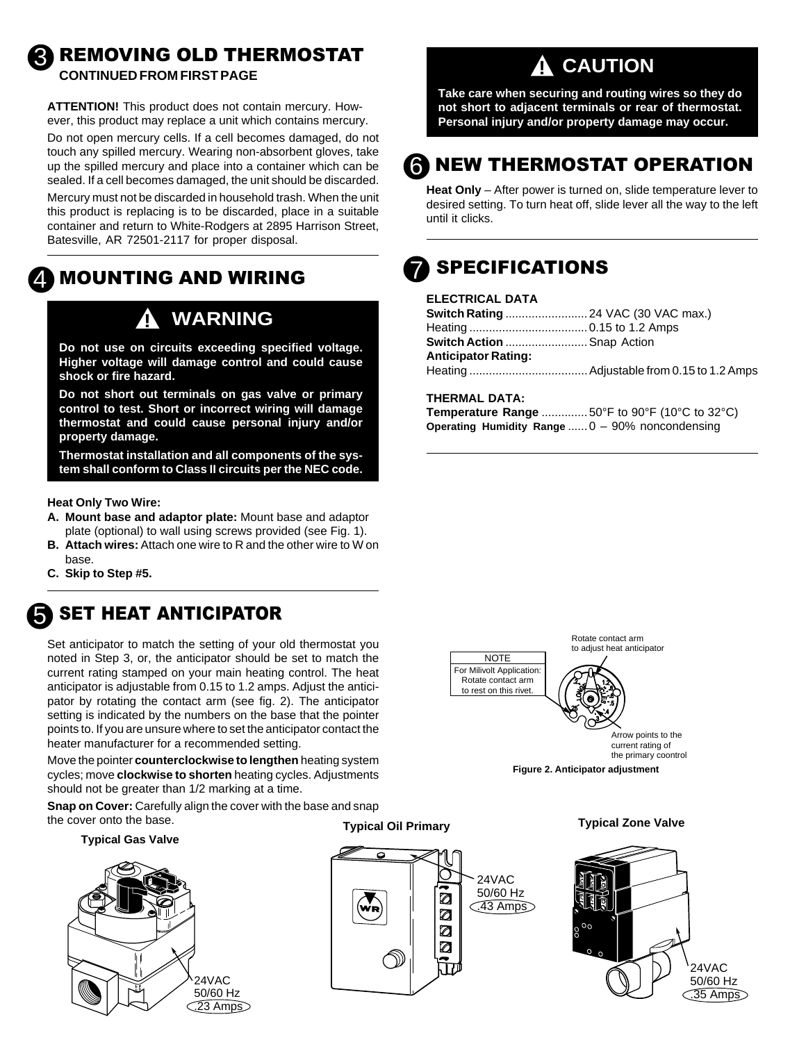## 3 REMOVING OLD THERMOSTAT

**CONTINUED FROM FIRST PAGE**

**ATTENTION!** This product does not contain mercury. However, this product may replace a unit which contains mercury.

Do not open mercury cells. If a cell becomes damaged, do not touch any spilled mercury. Wearing non-absorbent gloves, take up the spilled mercury and place into a container which can be sealed. If a cell becomes damaged, the unit should be discarded.

Mercury must not be discarded in household trash. When the unit this product is replacing is to be discarded, place in a suitable container and return to White-Rodgers at 2895 Harrison Street, Batesville, AR 72501-2117 for proper disposal.

## 4 MOUNTING AND WIRING

**⚠ WARNING**

**Do not use on circuits exceeding specified voltage. Higher voltage will damage control and could cause shock or fire hazard.**

**Do not short out terminals on gas valve or primary control to test. Short or incorrect wiring will damage thermostat and could cause personal injury and/or property damage.**

**Thermostat installation and all components of the system shall conform to Class II circuits per the NEC code.**

**Heat Only Two Wire:**

- **A. Mount base and adaptor plate:** Mount base and adaptor plate (optional) to wall using screws provided (see Fig. 1).
- **B. Attach wires:** Attach one wire to R and the other wire to W on base.
- **C. Skip to Step #5.**

## 5 SET HEAT ANTICIPATOR

Set anticipator to match the setting of your old thermostat you noted in Step 3, or, the anticipator should be set to match the current rating stamped on your main heating control. The heat anticipator is adjustable from 0.15 to 1.2 amps. Adjust the anticipator by rotating the contact arm (see fig. 2). The anticipator setting is indicated by the numbers on the base that the pointer points to. If you are unsure where to set the anticipator contact the heater manufacturer for a recommended setting.

Move the pointer **counterclockwise to lengthen** heating system cycles; move **clockwise to shorten** heating cycles. Adjustments should not be greater than 1/2 marking at a time.

**Snap on Cover:** Carefully align the cover with the base and snap the cover onto the base.

**Typical Gas Valve**

24VAC
50/60 Hz
.23 Amps

**Typical Oil Primary**

24VAC
50/60 Hz
.43 Amps

**Typical Zone Valve**

24VAC
50/60 Hz
.35 Amps

**⚠ CAUTION**

**Take care when securing and routing wires so they do not short to adjacent terminals or rear of thermostat. Personal injury and/or property damage may occur.**

## 6 NEW THERMOSTAT OPERATION

**Heat Only** – After power is turned on, slide temperature lever to desired setting. To turn heat off, slide lever all the way to the left until it clicks.

## 7 SPECIFICATIONS

**ELECTRICAL DATA**

| | |
|---|---|
| **Switch Rating** | 24 VAC (30 VAC max.) |
| Heating | 0.15 to 1.2 Amps |
| **Switch Action** | Snap Action |
| **Anticipator Rating:** | |
| Heating | Adjustable from 0.15 to 1.2 Amps |

**THERMAL DATA:**

| | |
|---|---|
| **Temperature Range** | 50°F to 90°F (10°C to 32°C) |
| **Operating Humidity Range** | 0 – 90% noncondensing |

Rotate contact arm to adjust heat anticipator

NOTE
For Milivolt Application: Rotate contact arm to rest on this rivet.

Arrow points to the current rating of the primary coontrol

**Figure 2. Anticipator adjustment**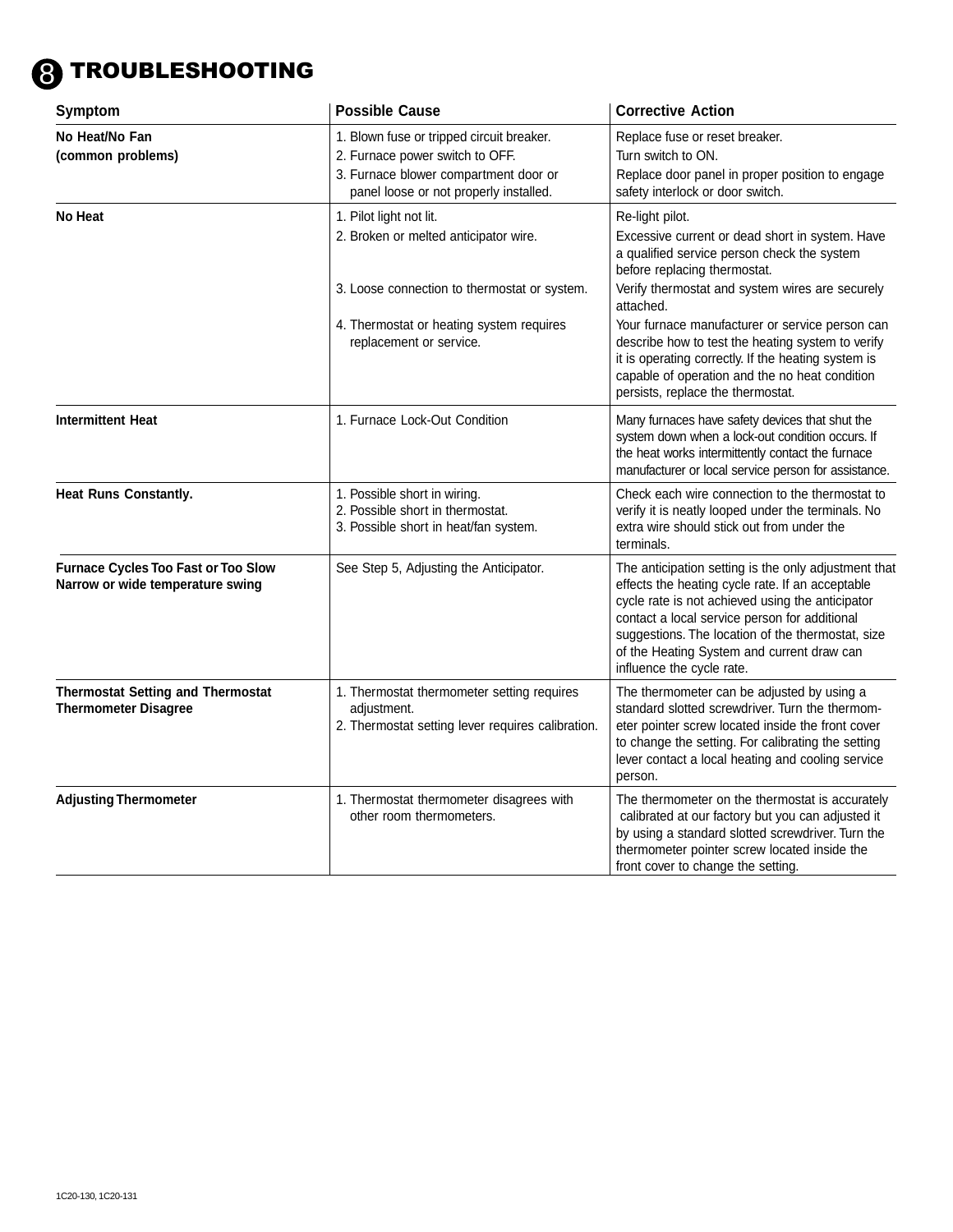# 8 TROUBLESHOOTING

| Symptom | Possible Cause | Corrective Action |
|---|---|---|
| **No Heat/No Fan (common problems)** | 1. Blown fuse or tripped circuit breaker. | Replace fuse or reset breaker. |
| | 2. Furnace power switch to OFF. | Turn switch to ON. |
| | 3. Furnace blower compartment door or panel loose or not properly installed. | Replace door panel in proper position to engage safety interlock or door switch. |
| **No Heat** | 1. Pilot light not lit. | Re-light pilot. |
| | 2. Broken or melted anticipator wire. | Excessive current or dead short in system. Have a qualified service person check the system before replacing thermostat. |
| | 3. Loose connection to thermostat or system. | Verify thermostat and system wires are securely attached. |
| | 4. Thermostat or heating system requires replacement or service. | Your furnace manufacturer or service person can describe how to test the heating system to verify it is operating correctly. If the heating system is capable of operation and the no heat condition persists, replace the thermostat. |
| **Intermittent Heat** | 1. Furnace Lock-Out Condition | Many furnaces have safety devices that shut the system down when a lock-out condition occurs. If the heat works intermittently contact the furnace manufacturer or local service person for assistance. |
| **Heat Runs Constantly.** | 1. Possible short in wiring.<br>2. Possible short in thermostat.<br>3. Possible short in heat/fan system. | Check each wire connection to the thermostat to verify it is neatly looped under the terminals. No extra wire should stick out from under the terminals. |
| **Furnace Cycles Too Fast or Too Slow Narrow or wide temperature swing** | See Step 5, Adjusting the Anticipator. | The anticipation setting is the only adjustment that effects the heating cycle rate. If an acceptable cycle rate is not achieved using the anticipator contact a local service person for additional suggestions. The location of the thermostat, size of the Heating System and current draw can influence the cycle rate. |
| **Thermostat Setting and Thermostat Thermometer Disagree** | 1. Thermostat thermometer setting requires adjustment.<br>2. Thermostat setting lever requires calibration. | The thermometer can be adjusted by using a standard slotted screwdriver. Turn the thermometer pointer screw located inside the front cover to change the setting. For calibrating the setting lever contact a local heating and cooling service person. |
| **Adjusting Thermometer** | 1. Thermostat thermometer disagrees with other room thermometers. | The thermometer on the thermostat is accurately calibrated at our factory but you can adjusted it by using a standard slotted screwdriver. Turn the thermometer pointer screw located inside the front cover to change the setting. |

1C20-130, 1C20-131